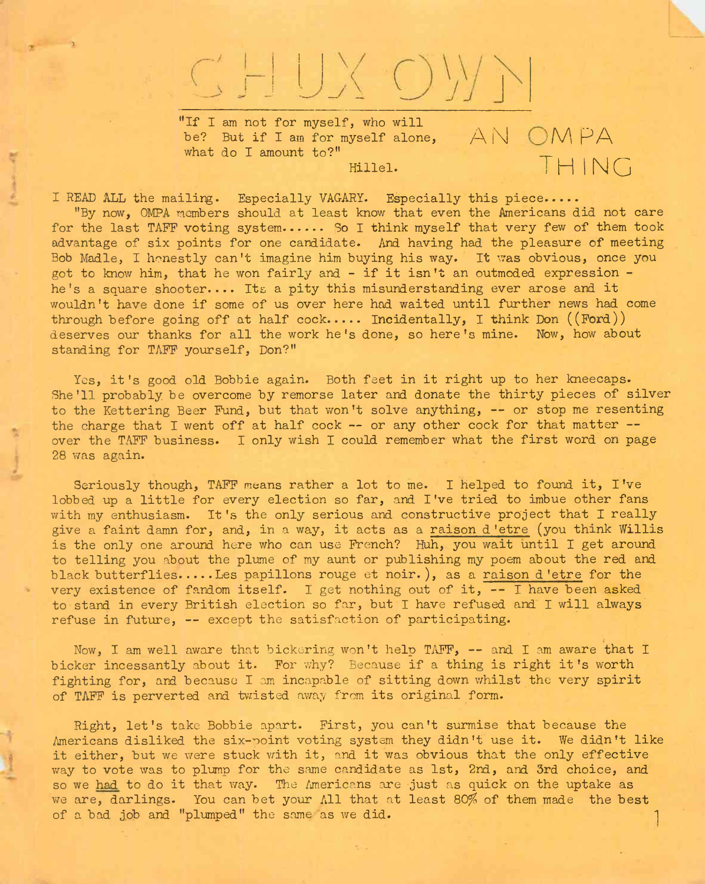# CHUX OWN

"If I am not for myself, who will be? But if I am for myself alone, what do I amount to?"
Hillel.

AN OMPA THING

I READ ALL the mailing. Especially VAGARY. Especially this piece.....

"By now, OMPA members should at least know that even the Americans did not care for the last TAFF voting system...... So I think myself that very few of them took advantage of six points for one candidate. And having had the pleasure of meeting Bob Madle, I honestly can't imagine him buying his way. It was obvious, once you got to know him, that he won fairly and - if it isn't an outmoded expression - he's a square shooter.... Its a pity this misunderstanding ever arose and it wouldn't have done if some of us over here had waited until further news had come through before going off at half cock..... Incidentally, I think Don ((Ford)) deserves our thanks for all the work he's done, so here's mine. Now, how about standing for TAFF yourself, Don?"

Yes, it's good old Bobbie again. Both feet in it right up to her kneecaps. She'll probably be overcome by remorse later and donate the thirty pieces of silver to the Kettering Beer Fund, but that won't solve anything, -- or stop me resenting the charge that I went off at half cock -- or any other cock for that matter -- over the TAFF business. I only wish I could remember what the first word on page 28 was again.

Seriously though, TAFF means rather a lot to me. I helped to found it, I've lobbed up a little for every election so far, and I've tried to imbue other fans with my enthusiasm. It's the only serious and constructive project that I really give a faint damn for, and, in a way, it acts as a raison d'etre (you think Willis is the only one around here who can use French? Huh, you wait until I get around to telling you about the plume of my aunt or publishing my poem about the red and black butterflies.....Les papillons rouge et noir.), as a raison d'etre for the very existence of fandom itself. I get nothing out of it, -- I have been asked to stand in every British election so far, but I have refused and I will always refuse in future, -- except the satisfaction of participating.

Now, I am well aware that bickering won't help TAFF, -- and I am aware that I bicker incessantly about it. For why? Because if a thing is right it's worth fighting for, and because I am incapable of sitting down whilst the very spirit of TAFF is perverted and twisted away from its original form.

Right, let's take Bobbie apart. First, you can't surmise that because the Americans disliked the six-point voting system they didn't use it. We didn't like it either, but we were stuck with it, and it was obvious that the only effective way to vote was to plump for the same candidate as 1st, 2nd, and 3rd choice, and so we had to do it that way. The Americans are just as quick on the uptake as we are, darlings. You can bet your All that at least 80% of them made the best of a bad job and "plumped" the same as we did.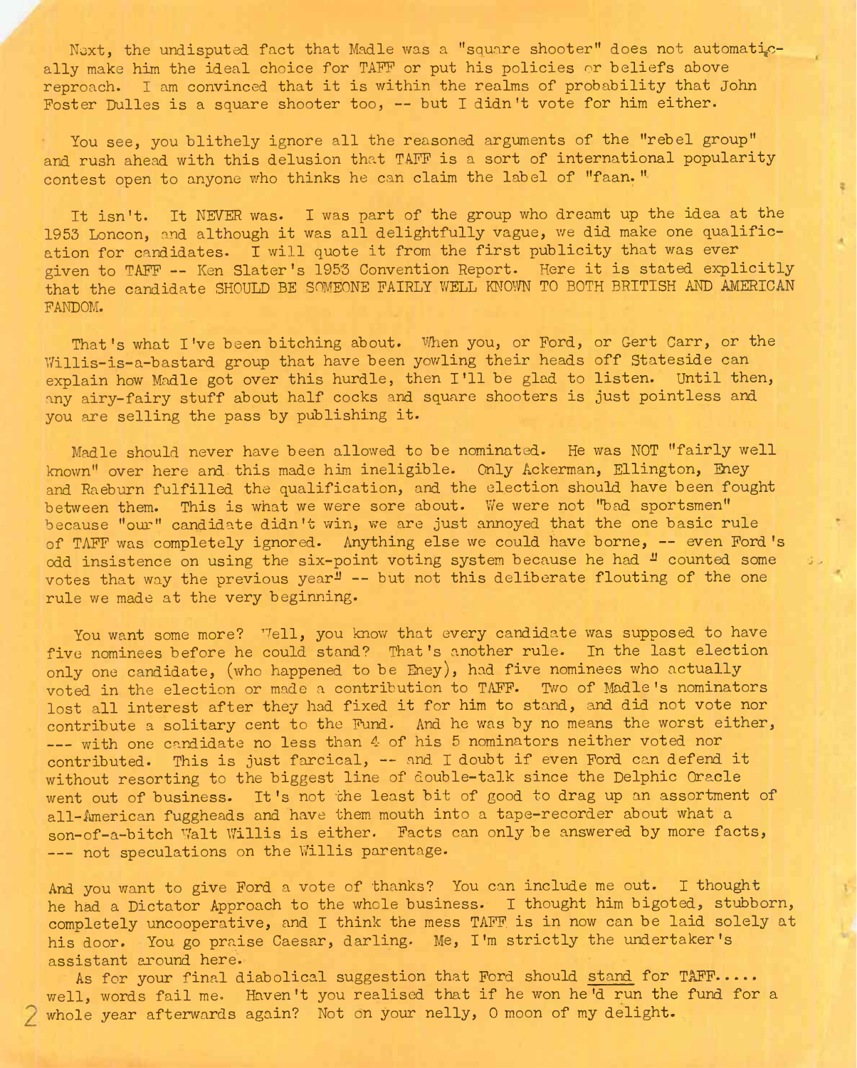Next, the undisputed fact that Madle was a "square shooter" does not automatically make him the ideal choice for TAFF or put his policies or beliefs above reproach. I am convinced that it is within the realms of probability that John Foster Dulles is a square shooter too, -- but I didn't vote for him either.

You see, you blithely ignore all the reasoned arguments of the "rebel group" and rush ahead with this delusion that TAFF is a sort of international popularity contest open to anyone who thinks he can claim the label of "faan."

It isn't. It NEVER was. I was part of the group who dreamt up the idea at the 1953 Loncon, and although it was all delightfully vague, we did make one qualification for candidates. I will quote it from the first publicity that was ever given to TAFF -- Ken Slater's 1953 Convention Report. Here it is stated explicitly that the candidate SHOULD BE SOMEONE FAIRLY WELL KNOWN TO BOTH BRITISH AND AMERICAN FANDOM.

That's what I've been bitching about. When you, or Ford, or Gert Carr, or the Willis-is-a-bastard group that have been yowling their heads off Stateside can explain how Madle got over this hurdle, then I'll be glad to listen. Until then, any airy-fairy stuff about half cocks and square shooters is just pointless and you are selling the pass by publishing it.

Madle should never have been allowed to be nominated. He was NOT "fairly well known" over here and this made him ineligible. Only Ackerman, Ellington, Eney and Raeburn fulfilled the qualification, and the election should have been fought between them. This is what we were sore about. We were not "bad sportsmen" because "our" candidate didn't win, we are just annoyed that the one basic rule of TAFF was completely ignored. Anything else we could have borne, -- even Ford's odd insistence on using the six-point voting system because he had " counted some votes that way the previous year" -- but not this deliberate flouting of the one rule we made at the very beginning.

You want some more? Well, you know that every candidate was supposed to have five nominees before he could stand? That's another rule. In the last election only one candidate, (who happened to be Eney), had five nominees who actually voted in the election or made a contribution to TAFF. Two of Madle's nominators lost all interest after they had fixed it for him to stand, and did not vote nor contribute a solitary cent to the Fund. And he was by no means the worst either, --- with one candidate no less than 4 of his 5 nominators neither voted nor contributed. This is just farcical, -- and I doubt if even Ford can defend it without resorting to the biggest line of double-talk since the Delphic Oracle went out of business. It's not the least bit of good to drag up an assortment of all-American fuggheads and have them mouth into a tape-recorder about what a son-of-a-bitch Walt Willis is either. Facts can only be answered by more facts, --- not speculations on the Willis parentage.

And you want to give Ford a vote of thanks? You can include me out. I thought he had a Dictator Approach to the whole business. I thought him bigoted, stubborn, completely uncooperative, and I think the mess TAFF is in now can be laid solely at his door. You go praise Caesar, darling. Me, I'm strictly the undertaker's assistant around here.

As for your final diabolical suggestion that Ford should stand for TAFF..... well, words fail me. Haven't you realised that if he won he'd run the fund for a whole year afterwards again? Not on your nelly, O moon of my delight.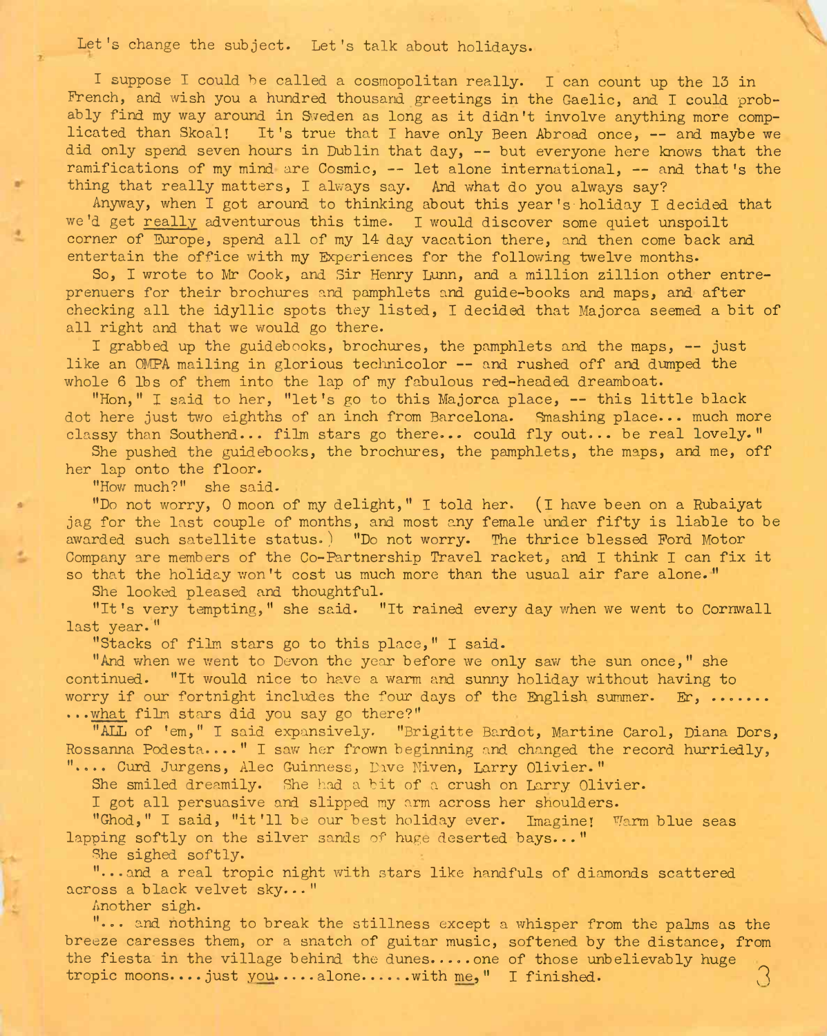Let's change the subject. Let's talk about holidays.

I suppose I could be called a cosmopolitan really. I can count up the 13 in French, and wish you a hundred thousand greetings in the Gaelic, and I could probably find my way around in Sweden as long as it didn't involve anything more complicated than Skoal! It's true that I have only Been Abroad once, -- and maybe we did only spend seven hours in Dublin that day, -- but everyone here knows that the ramifications of my mind are Cosmic, -- let alone international, -- and that's the thing that really matters, I always say. And what do you always say?

Anyway, when I got around to thinking about this year's holiday I decided that we'd get <u>really</u> adventurous this time. I would discover some quiet unspoilt corner of Europe, spend all of my 14 day vacation there, and then come back and entertain the office with my Experiences for the following twelve months.

So, I wrote to Mr Cook, and Sir Henry Lunn, and a million zillion other entreprenuers for their brochures and pamphlets and guide-books and maps, and after checking all the idyllic spots they listed, I decided that Majorca seemed a bit of all right and that we would go there.

I grabbed up the guidebooks, brochures, the pamphlets and the maps, -- just like an OMPA mailing in glorious technicolor -- and rushed off and dumped the whole 6 lbs of them into the lap of my fabulous red-headed dreamboat.

"Hon," I said to her, "let's go to this Majorca place, -- this little black dot here just two eighths of an inch from Barcelona. Smashing place... much more classy than Southend... film stars go there... could fly out... be real lovely."

She pushed the guidebooks, the brochures, the pamphlets, the maps, and me, off her lap onto the floor.

"How much?" she said.

"Do not worry, O moon of my delight," I told her. (I have been on a Rubaiyat jag for the last couple of months, and most any female under fifty is liable to be awarded such satellite status.) "Do not worry. The thrice blessed Ford Motor Company are members of the Co-Partnership Travel racket, and I think I can fix it so that the holiday won't cost us much more than the usual air fare alone."

She looked pleased and thoughtful.

"It's very tempting," she said. "It rained every day when we went to Cornwall last year."

"Stacks of film stars go to this place," I said.

"And when we went to Devon the year before we only saw the sun once," she continued. "It would nice to have a warm and sunny holiday without having to worry if our fortnight includes the four days of the English summer. Er, ....... ...<u>what</u> film stars did you say go there?"

"ALL of 'em," I said expansively. "Brigitte Bardot, Martine Carol, Diana Dors, Rossanna Podesta...." I saw her frown beginning and changed the record hurriedly, ".... Curd Jurgens, Alec Guinness, Dave Niven, Larry Olivier."

She smiled dreamily. She had a bit of a crush on Larry Olivier.

I got all persuasive and slipped my arm across her shoulders.

"Ghod," I said, "it'll be our best holiday ever. Imagine! Warm blue seas lapping softly on the silver sands of huge deserted bays..."

She sighed softly.

"...and a real tropic night with stars like handfuls of diamonds scattered across a black velvet sky..."

Another sigh.

"... and nothing to break the stillness except a whisper from the palms as the breeze caresses them, or a snatch of guitar music, softened by the distance, from the fiesta in the village behind the dunes.....one of those unbelievably huge tropic moons....just <u>you</u>.....alone......with <u>me</u>," I finished.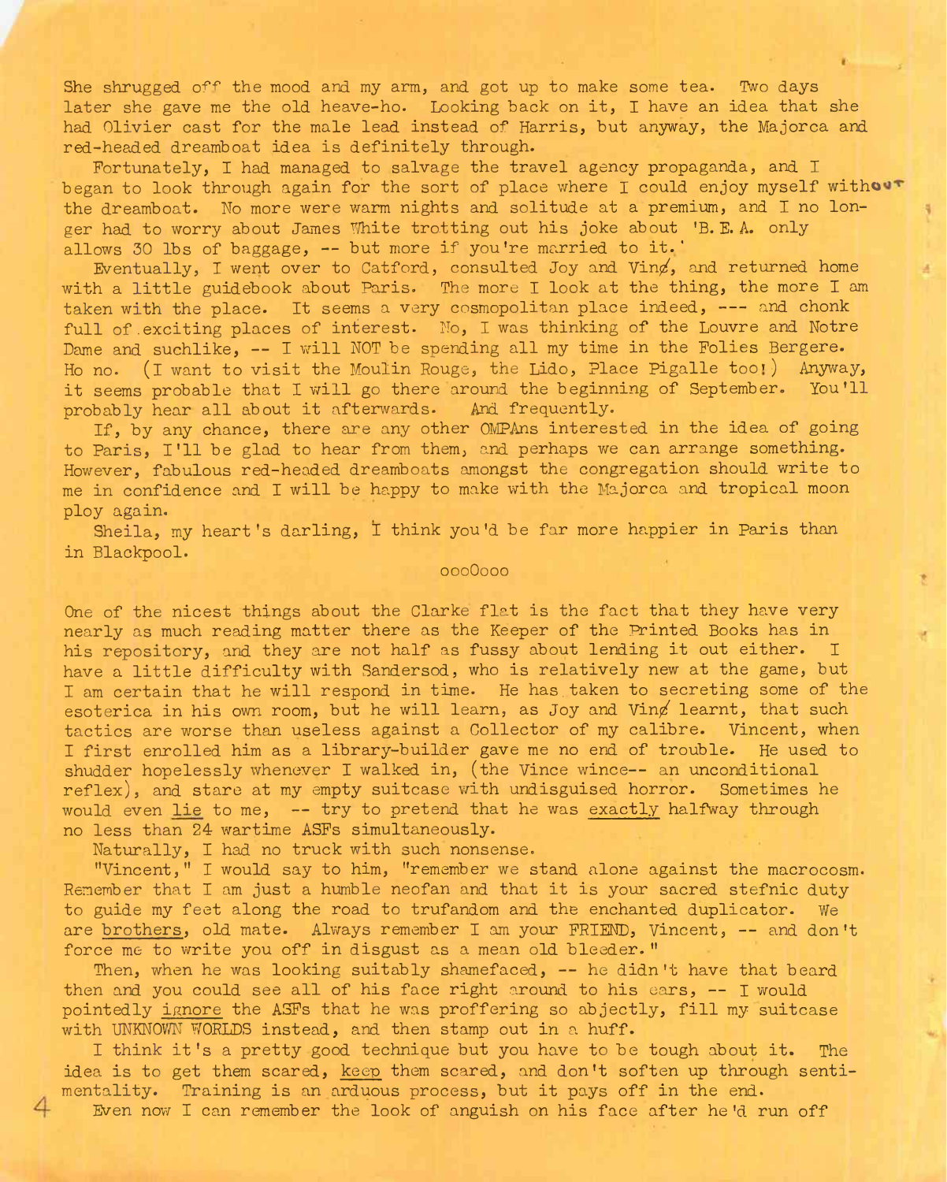She shrugged off the mood and my arm, and got up to make some tea. Two days later she gave me the old heave-ho. Looking back on it, I have an idea that she had Olivier cast for the male lead instead of Harris, but anyway, the Majorca and red-headed dreamboat idea is definitely through.

Fortunately, I had managed to salvage the travel agency propaganda, and I began to look through again for the sort of place where I could enjoy myself without the dreamboat. No more were warm nights and solitude at a premium, and I no longer had to worry about James White trotting out his joke about 'B.E.A. only allows 30 lbs of baggage, -- but more if you're married to it.'

Eventually, I went over to Catford, consulted Joy and Vinø, and returned home with a little guidebook about Paris. The more I look at the thing, the more I am taken with the place. It seems a very cosmopolitan place indeed, --- and chonk full of exciting places of interest. No, I was thinking of the Louvre and Notre Dame and suchlike, -- I will NOT be spending all my time in the Folies Bergere. Ho no. (I want to visit the Moulin Rouge, the Lido, Place Pigalle too!) Anyway, it seems probable that I will go there around the beginning of September. You'll probably hear all about it afterwards. And frequently.

If, by any chance, there are any other OMPAns interested in the idea of going to Paris, I'll be glad to hear from them, and perhaps we can arrange something. However, fabulous red-headed dreamboats amongst the congregation should write to me in confidence and I will be happy to make with the Majorca and tropical moon ploy again.

Sheila, my heart's darling, I think you'd be far more happier in Paris than in Blackpool.

oooOooo

One of the nicest things about the Clarke flat is the fact that they have very nearly as much reading matter there as the Keeper of the Printed Books has in his repository, and they are not half as fussy about lending it out either. I have a little difficulty with Sandersod, who is relatively new at the game, but I am certain that he will respond in time. He has taken to secreting some of the esoterica in his own room, but he will learn, as Joy and Vinø learnt, that such tactics are worse than useless against a Collector of my calibre. Vincent, when I first enrolled him as a library-builder gave me no end of trouble. He used to shudder hopelessly whenever I walked in, (the Vince wince-- an unconditional reflex), and stare at my empty suitcase with undisguised horror. Sometimes he would even lie to me, -- try to pretend that he was exactly halfway through no less than 24 wartime ASFs simultaneously.

Naturally, I had no truck with such nonsense.

"Vincent," I would say to him, "remember we stand alone against the macrocosm. Remember that I am just a humble neofan and that it is your sacred stefnic duty to guide my feet along the road to trufandom and the enchanted duplicator. We are brothers, old mate. Always remember I am your FRIEND, Vincent, -- and don't force me to write you off in disgust as a mean old bleeder."

Then, when he was looking suitably shamefaced, -- he didn't have that beard then and you could see all of his face right around to his ears, -- I would pointedly ignore the ASFs that he was proffering so abjectly, fill my suitcase with UNKNOWN WORLDS instead, and then stamp out in a huff.

I think it's a pretty good technique but you have to be tough about it. The idea is to get them scared, keep them scared, and don't soften up through sentimentality. Training is an arduous process, but it pays off in the end.

Even now I can remember the look of anguish on his face after he'd run off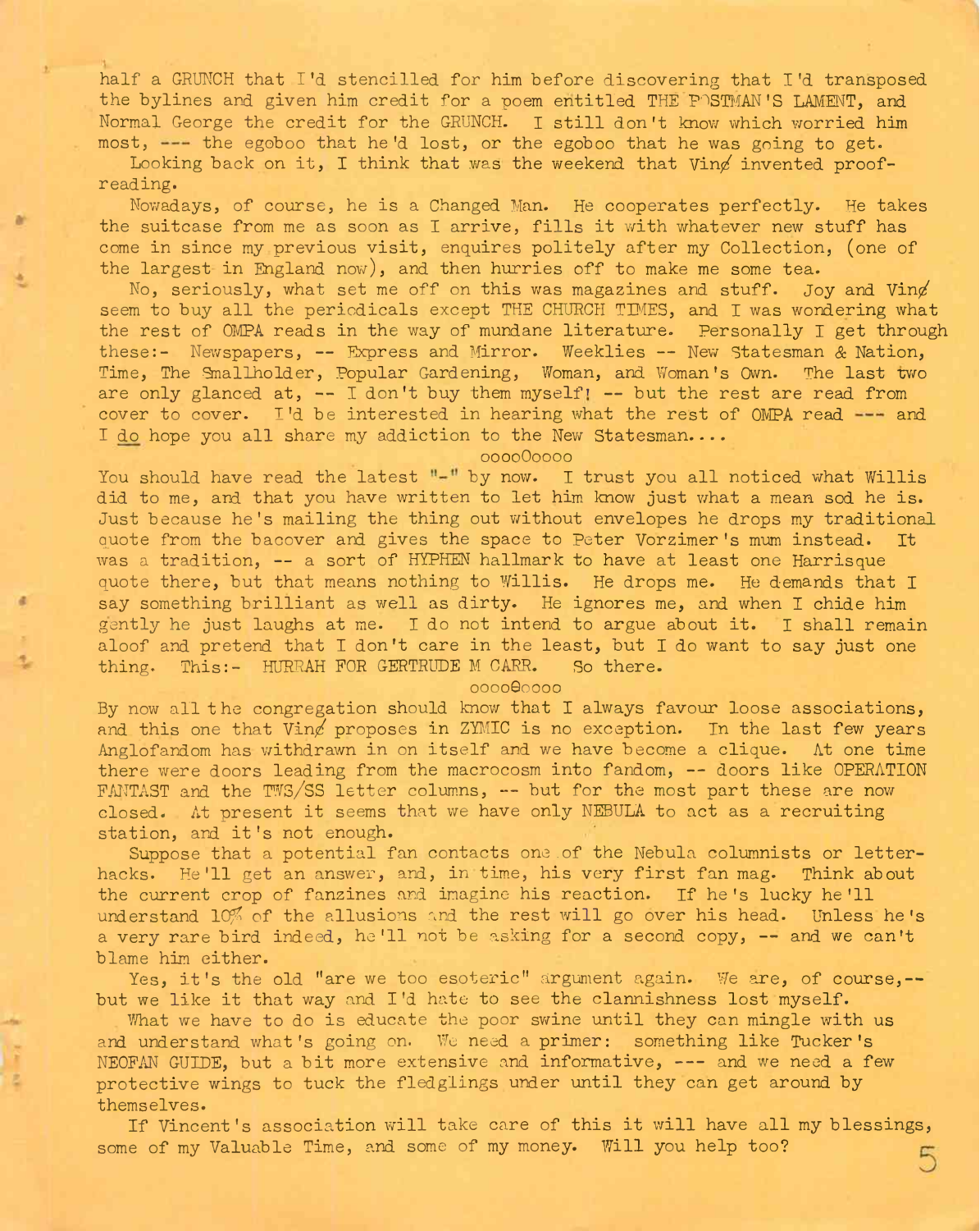half a GRUNCH that I'd stencilled for him before discovering that I'd transposed the bylines and given him credit for a poem entitled THE POSTMAN'S LAMENT, and Normal George the credit for the GRUNCH. I still don't know which worried him most, --- the egoboo that he'd lost, or the egoboo that he was going to get.

Looking back on it, I think that was the weekend that Vinç invented proof-reading.

Nowadays, of course, he is a Changed Man. He cooperates perfectly. He takes the suitcase from me as soon as I arrive, fills it with whatever new stuff has come in since my previous visit, enquires politely after my Collection, (one of the largest in England now), and then hurries off to make me some tea.

No, seriously, what set me off on this was magazines and stuff. Joy and Vinç seem to buy all the periodicals except THE CHURCH TIMES, and I was wondering what the rest of OMPA reads in the way of mundane literature. Personally I get through these:- Newspapers, -- Express and Mirror. Weeklies -- New Statesman & Nation, Time, The Smallholder, Popular Gardening, Woman, and Woman's Own. The last two are only glanced at, -- I don't buy them myself! -- but the rest are read from cover to cover. I'd be interested in hearing what the rest of OMPA read --- and I do hope you all share my addiction to the New Statesman....

oooo0oooo

You should have read the latest "-" by now. I trust you all noticed what Willis did to me, and that you have written to let him know just what a mean sod he is. Just because he's mailing the thing out without envelopes he drops my traditional quote from the bacover and gives the space to Peter Vorzimer's mum instead. It was a tradition, -- a sort of HYPHEN hallmark to have at least one Harrisque quote there, but that means nothing to Willis. He drops me. He demands that I say something brilliant as well as dirty. He ignores me, and when I chide him gently he just laughs at me. I do not intend to argue about it. I shall remain aloof and pretend that I don't care in the least, but I do want to say just one thing. This:- HURRAH FOR GERTRUDE M CARR. So there.

oooo0oooo

By now all the congregation should know that I always favour loose associations, and this one that Vinç proposes in ZYMIC is no exception. In the last few years Anglofandom has withdrawn in on itself and we have become a clique. At one time there were doors leading from the macrocosm into fandom, -- doors like OPERATION FANTAST and the TWS/SS letter columns, -- but for the most part these are now closed. At present it seems that we have only NEBULA to act as a recruiting station, and it's not enough.

Suppose that a potential fan contacts one of the Nebula columnists or letter-hacks. He'll get an answer, and, in time, his very first fan mag. Think about the current crop of fanzines and imagine his reaction. If he's lucky he'll understand 10% of the allusions and the rest will go over his head. Unless he's a very rare bird indeed, he'll not be asking for a second copy, -- and we can't blame him either.

Yes, it's the old "are we too esoteric" argument again. We are, of course,-- but we like it that way and I'd hate to see the clannishness lost myself.

What we have to do is educate the poor swine until they can mingle with us and understand what's going on. We need a primer: something like Tucker's NEOFAN GUIDE, but a bit more extensive and informative, --- and we need a few protective wings to tuck the fledglings under until they can get around by themselves.

If Vincent's association will take care of this it will have all my blessings, some of my Valuable Time, and some of my money. Will you help too?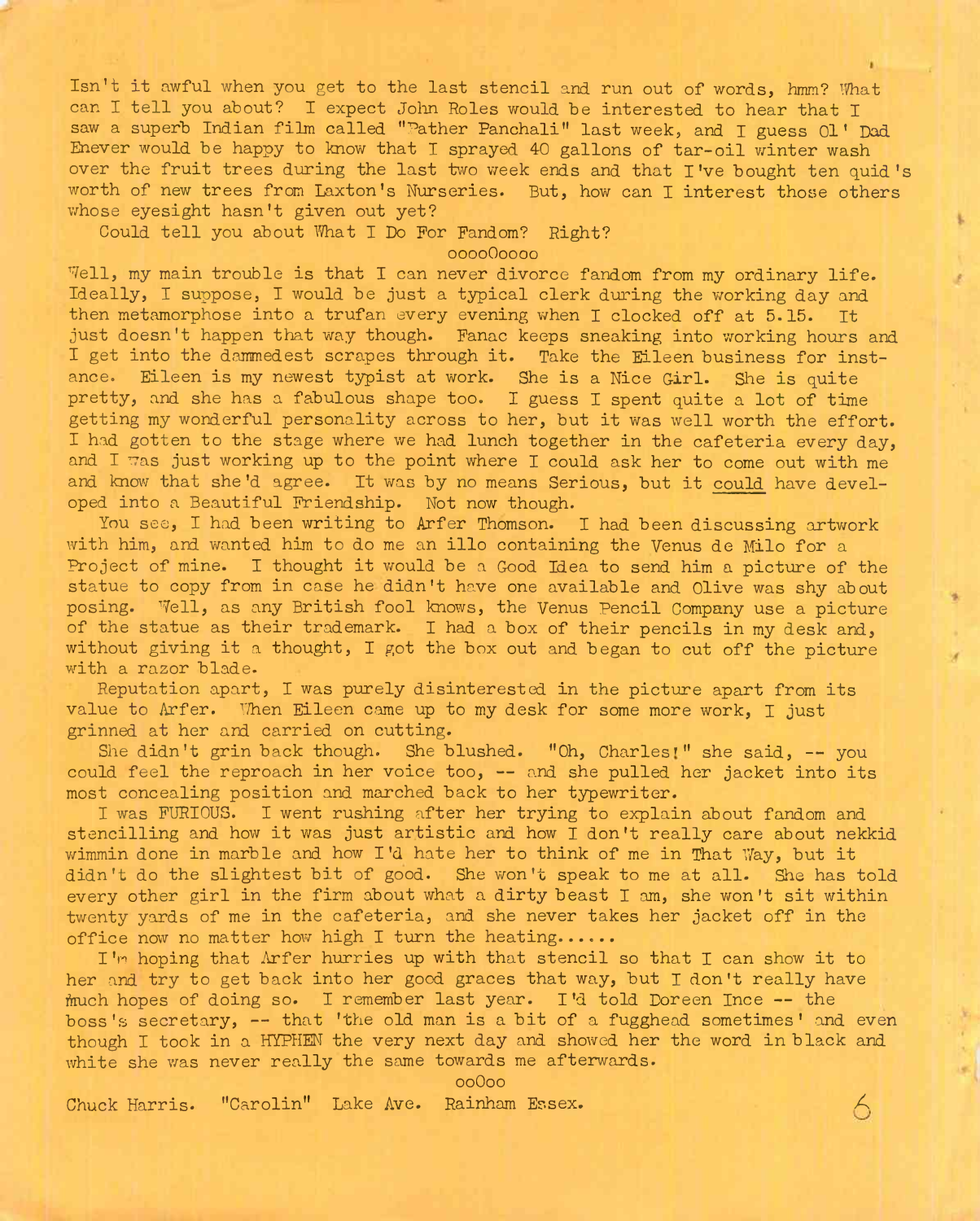Isn't it awful when you get to the last stencil and run out of words, hmm? What can I tell you about? I expect John Roles would be interested to hear that I saw a superb Indian film called "Pather Panchali" last week, and I guess Ol' Dad Enever would be happy to know that I sprayed 40 gallons of tar-oil winter wash over the fruit trees during the last two week ends and that I've bought ten quid's worth of new trees from Laxton's Nurseries. But, how can I interest those others whose eyesight hasn't given out yet?

Could tell you about What I Do For Fandom? Right?

oooo0oooo

Well, my main trouble is that I can never divorce fandom from my ordinary life. Ideally, I suppose, I would be just a typical clerk during the working day and then metamorphose into a trufan every evening when I clocked off at 5.15. It just doesn't happen that way though. Fanac keeps sneaking into working hours and I get into the dammedest scrapes through it. Take the Eileen business for instance. Eileen is my newest typist at work. She is a Nice Girl. She is quite pretty, and she has a fabulous shape too. I guess I spent quite a lot of time getting my wonderful personality across to her, but it was well worth the effort. I had gotten to the stage where we had lunch together in the cafeteria every day, and I was just working up to the point where I could ask her to come out with me and know that she'd agree. It was by no means Serious, but it could have developed into a Beautiful Friendship. Not now though.

You see, I had been writing to Arfer Thomson. I had been discussing artwork with him, and wanted him to do me an illo containing the Venus de Milo for a Project of mine. I thought it would be a Good Idea to send him a picture of the statue to copy from in case he didn't have one available and Olive was shy about posing. Well, as any British fool knows, the Venus Pencil Company use a picture of the statue as their trademark. I had a box of their pencils in my desk and, without giving it a thought, I got the box out and began to cut off the picture with a razor blade.

Reputation apart, I was purely disinterested in the picture apart from its value to Arfer. When Eileen came up to my desk for some more work, I just grinned at her and carried on cutting.

She didn't grin back though. She blushed. "Oh, Charles!" she said, -- you could feel the reproach in her voice too, -- and she pulled her jacket into its most concealing position and marched back to her typewriter.

I was FURIOUS. I went rushing after her trying to explain about fandom and stencilling and how it was just artistic and how I don't really care about nekkid wimmin done in marble and how I'd hate her to think of me in That Way, but it didn't do the slightest bit of good. She won't speak to me at all. She has told every other girl in the firm about what a dirty beast I am, she won't sit within twenty yards of me in the cafeteria, and she never takes her jacket off in the office now no matter how high I turn the heating......

I'm hoping that Arfer hurries up with that stencil so that I can show it to her and try to get back into her good graces that way, but I don't really have much hopes of doing so. I remember last year. I'd told Doreen Ince -- the boss's secretary, -- that 'the old man is a bit of a fugghead sometimes' and even though I took in a HYPHEN the very next day and showed her the word in black and white she was never really the same towards me afterwards.

ooOoo

Chuck Harris. "Carolin" Lake Ave. Rainham Essex.